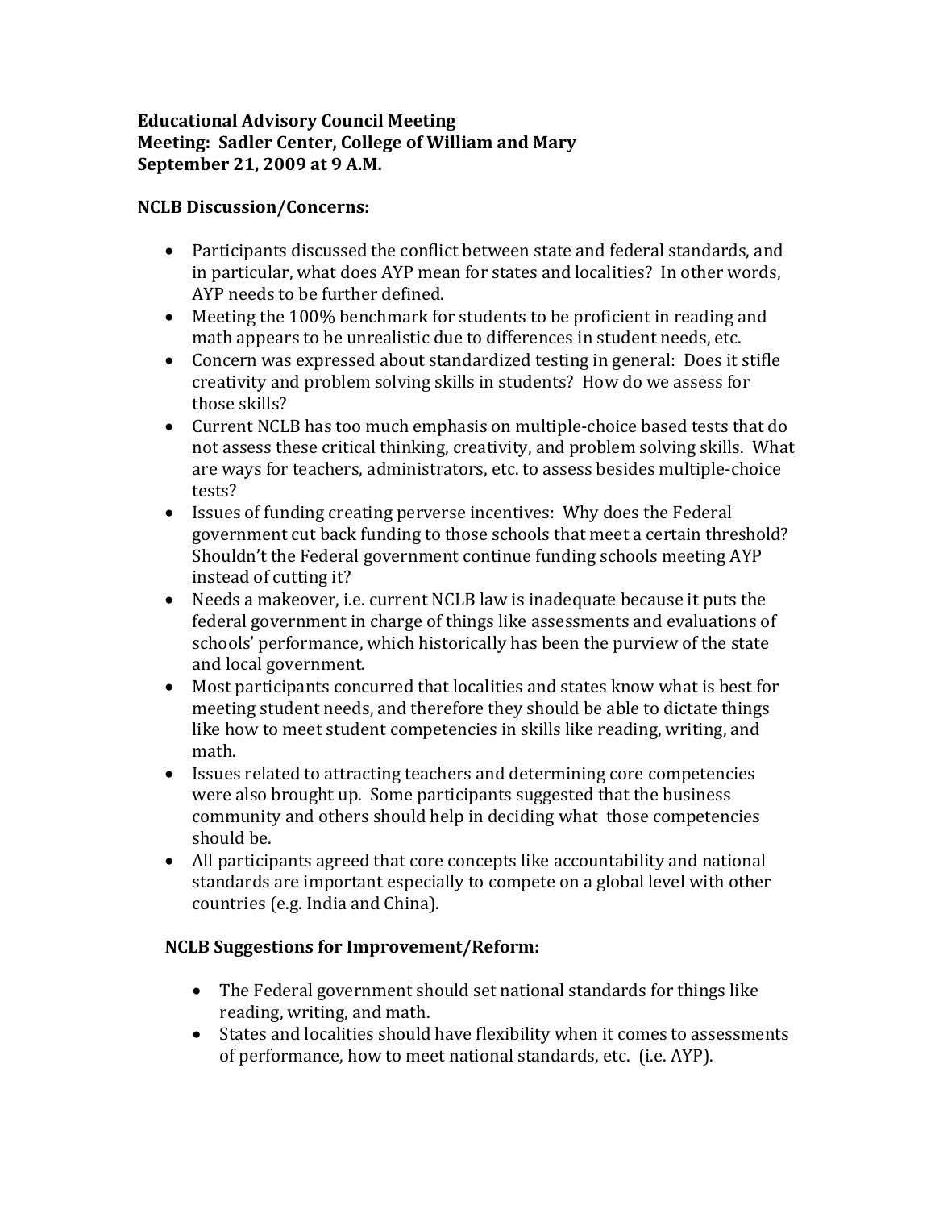**Educational Advisory Council Meeting**
**Meeting: Sadler Center, College of William and Mary**
**September 21, 2009 at 9 A.M.**

**NCLB Discussion/Concerns:**

- Participants discussed the conflict between state and federal standards, and in particular, what does AYP mean for states and localities? In other words, AYP needs to be further defined.
- Meeting the 100% benchmark for students to be proficient in reading and math appears to be unrealistic due to differences in student needs, etc.
- Concern was expressed about standardized testing in general: Does it stifle creativity and problem solving skills in students? How do we assess for those skills?
- Current NCLB has too much emphasis on multiple-choice based tests that do not assess these critical thinking, creativity, and problem solving skills. What are ways for teachers, administrators, etc. to assess besides multiple-choice tests?
- Issues of funding creating perverse incentives: Why does the Federal government cut back funding to those schools that meet a certain threshold? Shouldn't the Federal government continue funding schools meeting AYP instead of cutting it?
- Needs a makeover, i.e. current NCLB law is inadequate because it puts the federal government in charge of things like assessments and evaluations of schools' performance, which historically has been the purview of the state and local government.
- Most participants concurred that localities and states know what is best for meeting student needs, and therefore they should be able to dictate things like how to meet student competencies in skills like reading, writing, and math.
- Issues related to attracting teachers and determining core competencies were also brought up. Some participants suggested that the business community and others should help in deciding what those competencies should be.
- All participants agreed that core concepts like accountability and national standards are important especially to compete on a global level with other countries (e.g. India and China).

**NCLB Suggestions for Improvement/Reform:**

- The Federal government should set national standards for things like reading, writing, and math.
- States and localities should have flexibility when it comes to assessments of performance, how to meet national standards, etc. (i.e. AYP).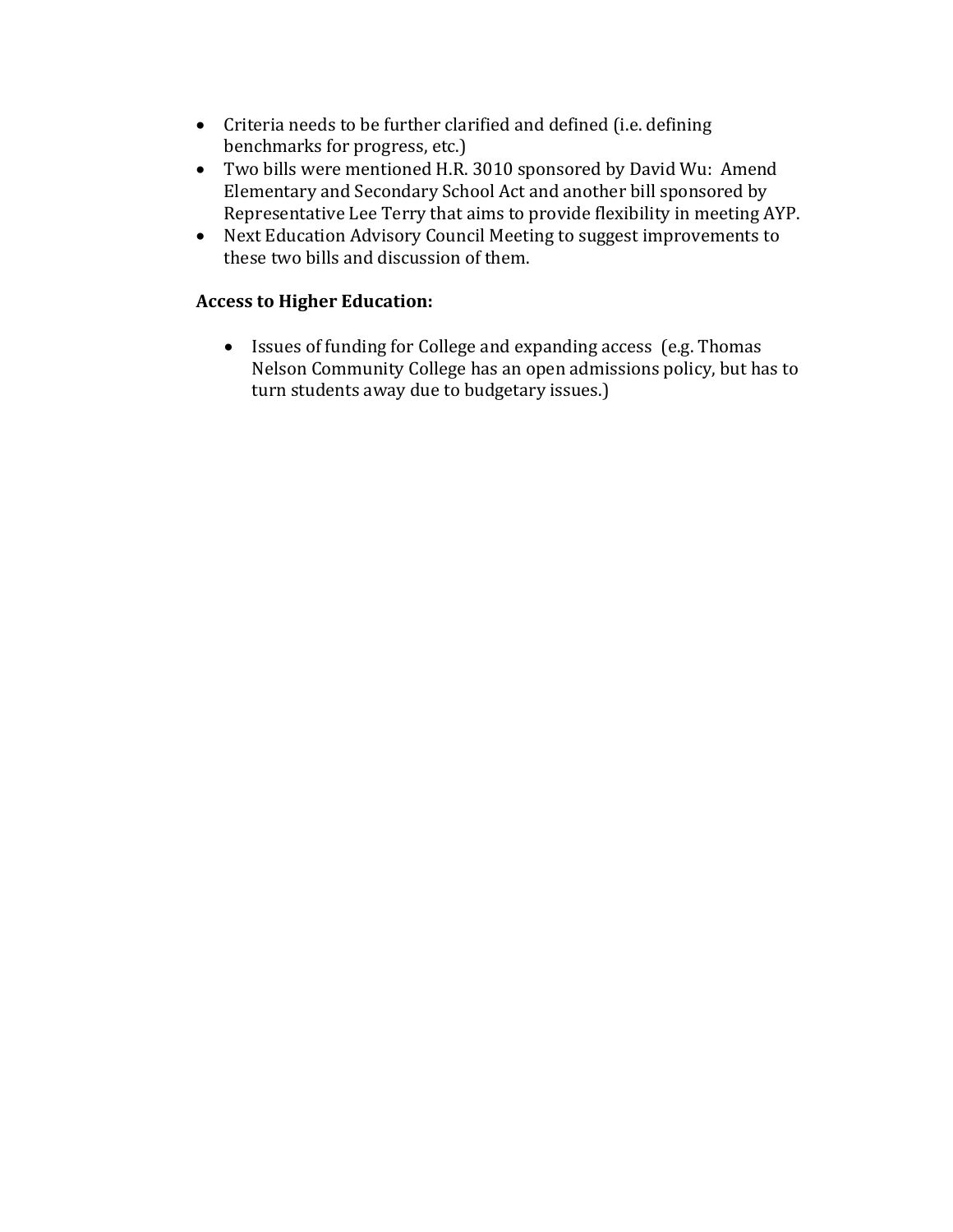- Criteria needs to be further clarified and defined (i.e. defining benchmarks for progress, etc.)
- Two bills were mentioned H.R. 3010 sponsored by David Wu: Amend Elementary and Secondary School Act and another bill sponsored by Representative Lee Terry that aims to provide flexibility in meeting AYP.
- Next Education Advisory Council Meeting to suggest improvements to these two bills and discussion of them.

**Access to Higher Education:**

- Issues of funding for College and expanding access (e.g. Thomas Nelson Community College has an open admissions policy, but has to turn students away due to budgetary issues.)